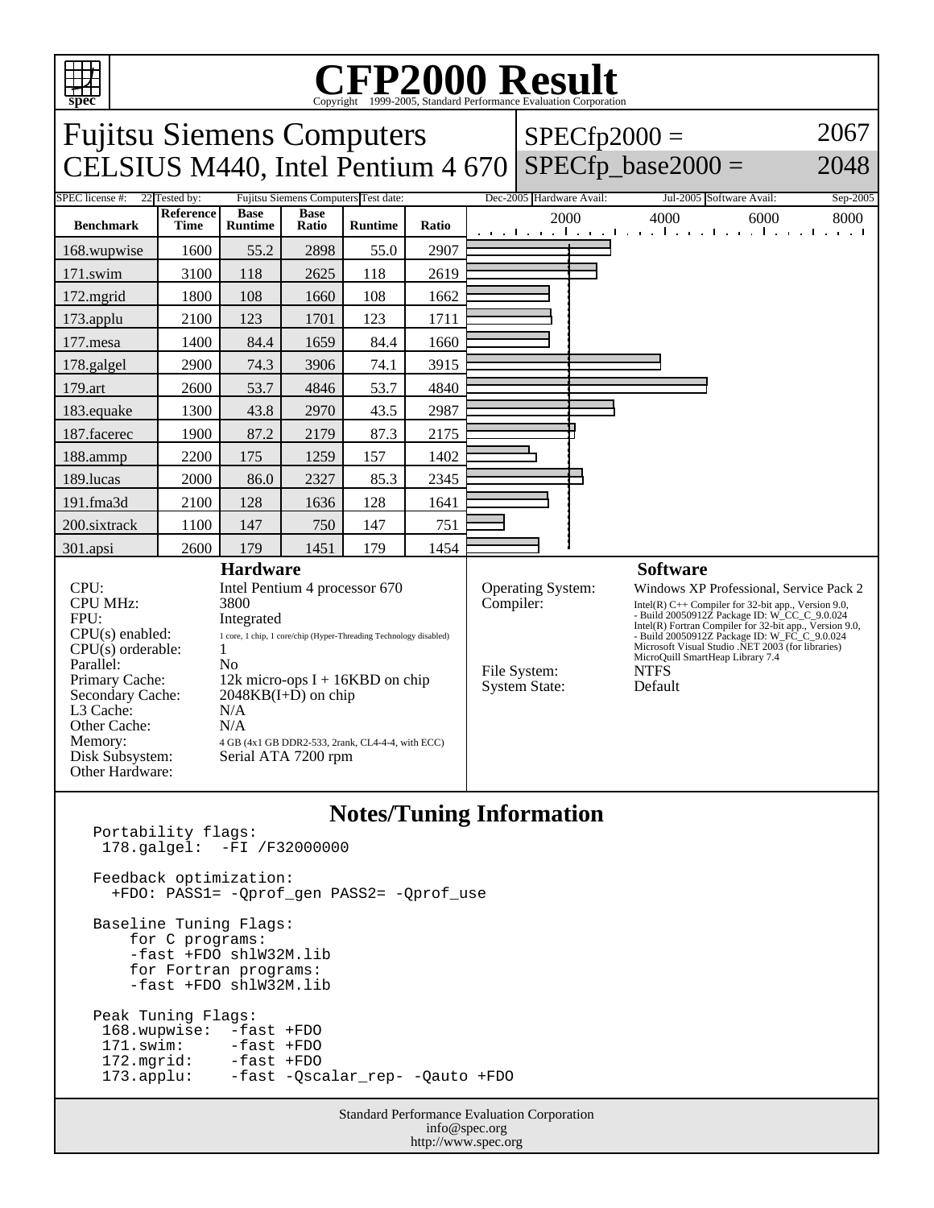# CFP2000 Result

Copyright 1999-2005, Standard Performance Evaluation Corporation

## Fujitsu Siemens Computers
## CELSIUS M440, Intel Pentium 4 670

SPECfp2000 = 2067
SPECfp_base2000 = 2048

SPEC license #: 22 | Tested by: Fujitsu Siemens Computers | Test date: Dec-2005 | Hardware Avail: Jul-2005 | Software Avail: Sep-2005

| Benchmark | Reference Time | Base Runtime | Base Ratio | Runtime | Ratio |
|---|---|---|---|---|---|
| 168.wupwise | 1600 | 55.2 | 2898 | 55.0 | 2907 |
| 171.swim | 3100 | 118 | 2625 | 118 | 2619 |
| 172.mgrid | 1800 | 108 | 1660 | 108 | 1662 |
| 173.applu | 2100 | 123 | 1701 | 123 | 1711 |
| 177.mesa | 1400 | 84.4 | 1659 | 84.4 | 1660 |
| 178.galgel | 2900 | 74.3 | 3906 | 74.1 | 3915 |
| 179.art | 2600 | 53.7 | 4846 | 53.7 | 4840 |
| 183.equake | 1300 | 43.8 | 2970 | 43.5 | 2987 |
| 187.facerec | 1900 | 87.2 | 2179 | 87.3 | 2175 |
| 188.ammp | 2200 | 175 | 1259 | 157 | 1402 |
| 189.lucas | 2000 | 86.0 | 2327 | 85.3 | 2345 |
| 191.fma3d | 2100 | 128 | 1636 | 128 | 1641 |
| 200.sixtrack | 1100 | 147 | 750 | 147 | 751 |
| 301.apsi | 2600 | 179 | 1451 | 179 | 1454 |

### Hardware

- CPU: Intel Pentium 4 processor 670
- CPU MHz: 3800
- FPU: Integrated
- CPU(s) enabled: 1 core, 1 chip, 1 core/chip (Hyper-Threading Technology disabled)
- CPU(s) orderable: 1
- Parallel: No
- Primary Cache: 12k micro-ops I + 16KBD on chip
- Secondary Cache: 2048KB(I+D) on chip
- L3 Cache: N/A
- Other Cache: N/A
- Memory: 4 GB (4x1 GB DDR2-533, 2rank, CL4-4-4, with ECC)
- Disk Subsystem: Serial ATA 7200 rpm
- Other Hardware:

### Software

- Operating System: Windows XP Professional, Service Pack 2
- Compiler: Intel(R) C++ Compiler for 32-bit app., Version 9.0, - Build 20050912Z Package ID: W_CC_C_9.0.024; Intel(R) Fortran Compiler for 32-bit app., Version 9.0, - Build 20050912Z Package ID: W_FC_C_9.0.024; Microsoft Visual Studio .NET 2003 (for libraries); MicroQuill SmartHeap Library 7.4
- File System: NTFS
- System State: Default

### Notes/Tuning Information

```
Portability flags:
 178.galgel:  -FI /F32000000

Feedback optimization:
  +FDO: PASS1= -Qprof_gen PASS2= -Qprof_use

Baseline Tuning Flags:
    for C programs:
    -fast +FDO shlW32M.lib
    for Fortran programs:
    -fast +FDO shlW32M.lib

Peak Tuning Flags:
 168.wupwise:  -fast +FDO
 171.swim:     -fast +FDO
 172.mgrid:    -fast +FDO
 173.applu:    -fast -Qscalar_rep- -Qauto +FDO
```

Standard Performance Evaluation Corporation
info@spec.org
http://www.spec.org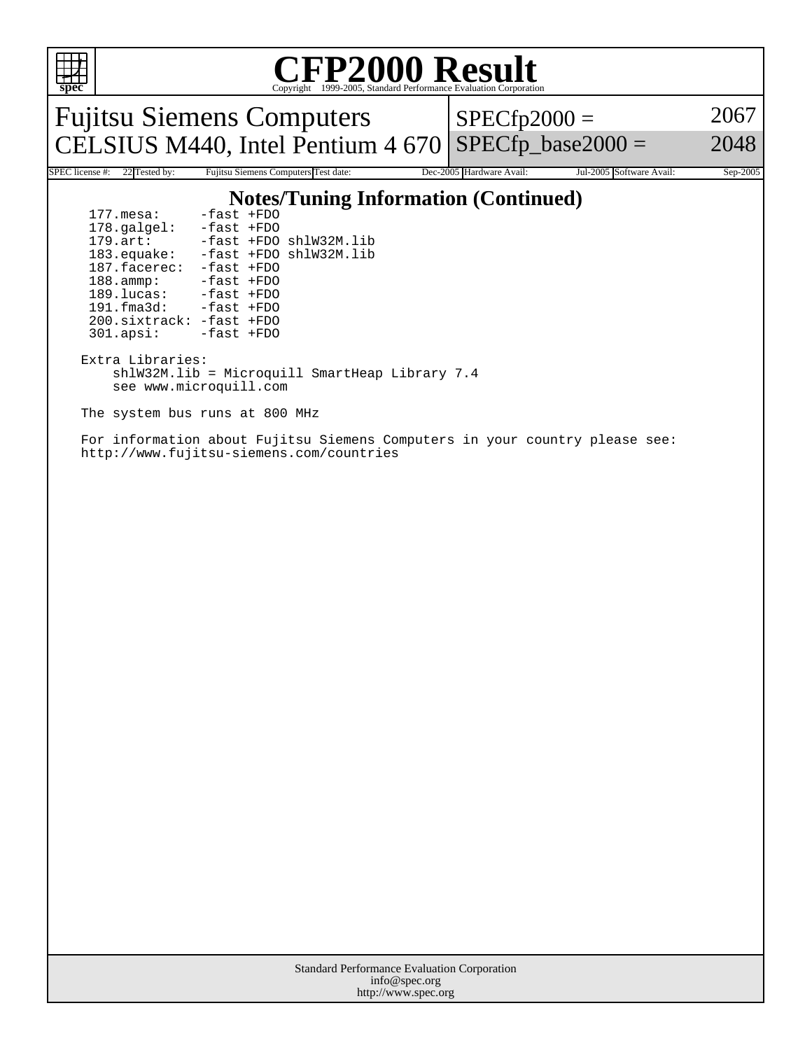# CFP2000 Result

Copyright 1999-2005, Standard Performance Evaluation Corporation

Fujitsu Siemens Computers
CELSIUS M440, Intel Pentium 4 670

SPECfp2000 = 2067
SPECfp_base2000 = 2048

SPEC license #: 22 Tested by: Fujitsu Siemens Computers Test date: Dec-2005 Hardware Avail: Jul-2005 Software Avail: Sep-2005

## Notes/Tuning Information (Continued)

```
 177.mesa:     -fast +FDO
 178.galgel:   -fast +FDO
 179.art:      -fast +FDO shlW32M.lib
 183.equake:   -fast +FDO shlW32M.lib
 187.facerec:  -fast +FDO
 188.ammp:     -fast +FDO
 189.lucas:    -fast +FDO
 191.fma3d:    -fast +FDO
 200.sixtrack: -fast +FDO
 301.apsi:     -fast +FDO

Extra Libraries:
    shlW32M.lib = Microquill SmartHeap Library 7.4
    see www.microquill.com

The system bus runs at 800 MHz

For information about Fujitsu Siemens Computers in your country please see:
http://www.fujitsu-siemens.com/countries
```

Standard Performance Evaluation Corporation
info@spec.org
http://www.spec.org